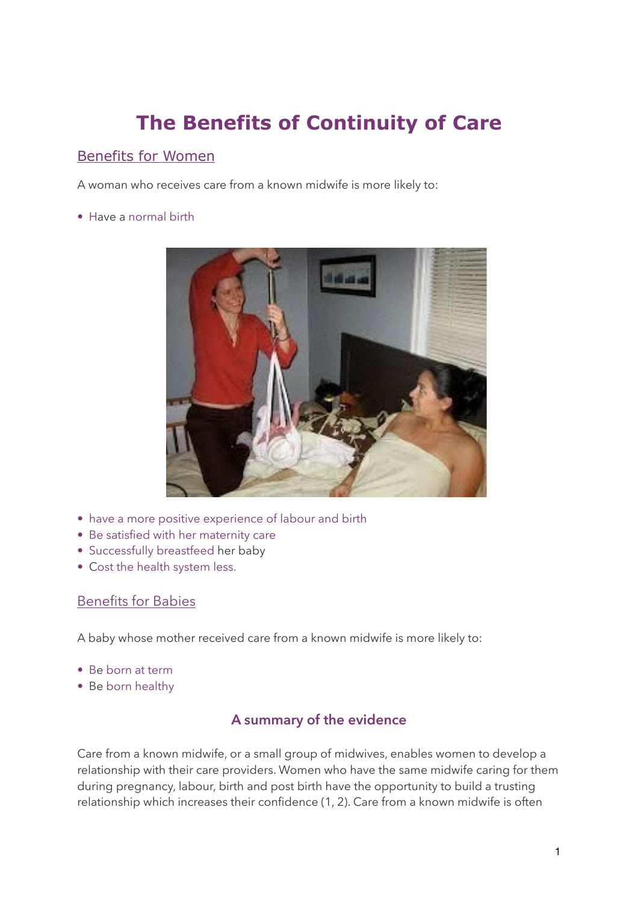# The Benefits of Continuity of Care

## Benefits for Women

A woman who receives care from a known midwife is more likely to:

- Have a normal birth
- have a more positive experience of labour and birth
- Be satisfied with her maternity care
- Successfully breastfeed her baby
- Cost the health system less.

## Benefits for Babies

A baby whose mother received care from a known midwife is more likely to:

- Be born at term
- Be born healthy

### A summary of the evidence

Care from a known midwife, or a small group of midwives, enables women to develop a relationship with their care providers. Women who have the same midwife caring for them during pregnancy, labour, birth and post birth have the opportunity to build a trusting relationship which increases their confidence (1, 2). Care from a known midwife is often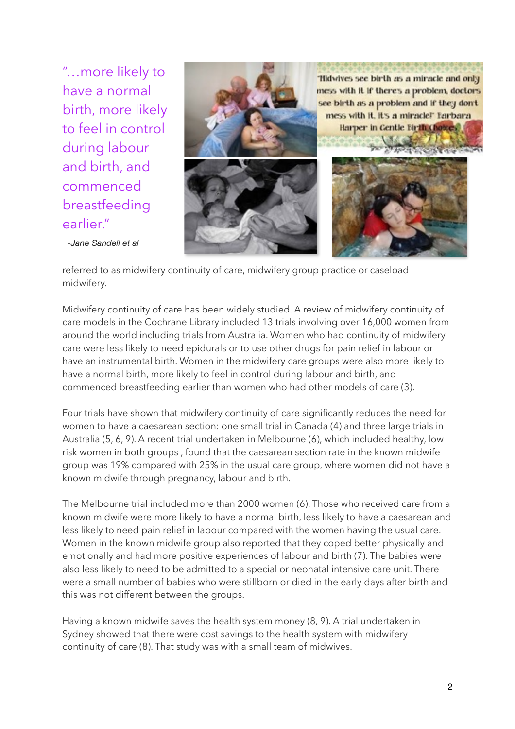"…more likely to have a normal birth, more likely to feel in control during labour and birth, and commenced breastfeeding earlier."

*-Jane Sandell et al*

"Midwives see birth as a miracle and only mess with it if there's a problem, doctors see birth as a problem and if they don't mess with it, it's a miracle" Barbara Harper in Gentle Birth Choices

referred to as midwifery continuity of care, midwifery group practice or caseload midwifery.

Midwifery continuity of care has been widely studied. A review of midwifery continuity of care models in the Cochrane Library included 13 trials involving over 16,000 women from around the world including trials from Australia. Women who had continuity of midwifery care were less likely to need epidurals or to use other drugs for pain relief in labour or have an instrumental birth. Women in the midwifery care groups were also more likely to have a normal birth, more likely to feel in control during labour and birth, and commenced breastfeeding earlier than women who had other models of care (3).

Four trials have shown that midwifery continuity of care significantly reduces the need for women to have a caesarean section: one small trial in Canada (4) and three large trials in Australia (5, 6, 9). A recent trial undertaken in Melbourne (6), which included healthy, low risk women in both groups , found that the caesarean section rate in the known midwife group was 19% compared with 25% in the usual care group, where women did not have a known midwife through pregnancy, labour and birth.

The Melbourne trial included more than 2000 women (6). Those who received care from a known midwife were more likely to have a normal birth, less likely to have a caesarean and less likely to need pain relief in labour compared with the women having the usual care. Women in the known midwife group also reported that they coped better physically and emotionally and had more positive experiences of labour and birth (7). The babies were also less likely to need to be admitted to a special or neonatal intensive care unit. There were a small number of babies who were stillborn or died in the early days after birth and this was not different between the groups.

Having a known midwife saves the health system money (8, 9). A trial undertaken in Sydney showed that there were cost savings to the health system with midwifery continuity of care (8). That study was with a small team of midwives.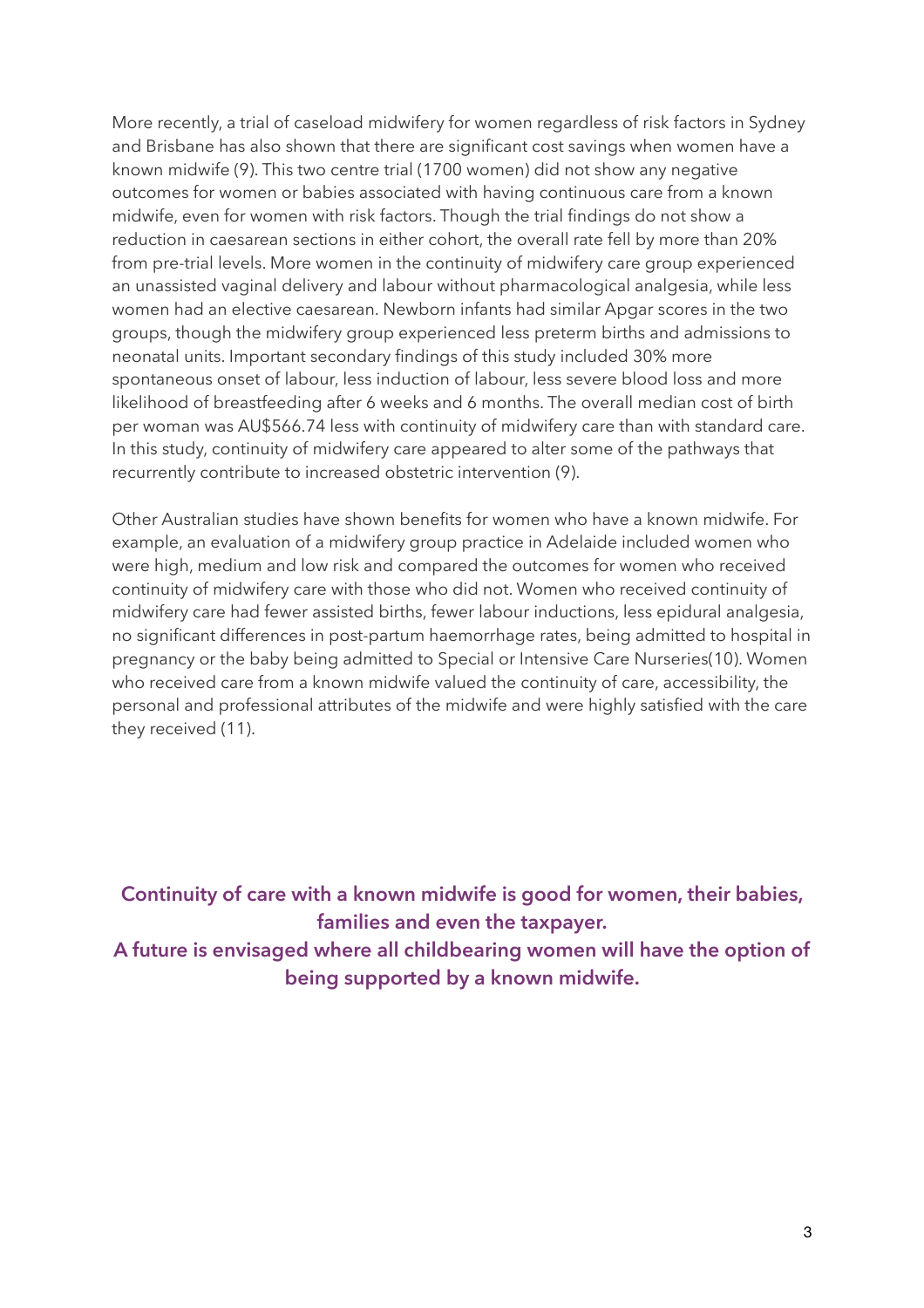More recently, a trial of caseload midwifery for women regardless of risk factors in Sydney and Brisbane has also shown that there are significant cost savings when women have a known midwife (9). This two centre trial (1700 women) did not show any negative outcomes for women or babies associated with having continuous care from a known midwife, even for women with risk factors. Though the trial findings do not show a reduction in caesarean sections in either cohort, the overall rate fell by more than 20% from pre-trial levels. More women in the continuity of midwifery care group experienced an unassisted vaginal delivery and labour without pharmacological analgesia, while less women had an elective caesarean. Newborn infants had similar Apgar scores in the two groups, though the midwifery group experienced less preterm births and admissions to neonatal units. Important secondary findings of this study included 30% more spontaneous onset of labour, less induction of labour, less severe blood loss and more likelihood of breastfeeding after 6 weeks and 6 months. The overall median cost of birth per woman was AU$566.74 less with continuity of midwifery care than with standard care. In this study, continuity of midwifery care appeared to alter some of the pathways that recurrently contribute to increased obstetric intervention (9).

Other Australian studies have shown benefits for women who have a known midwife. For example, an evaluation of a midwifery group practice in Adelaide included women who were high, medium and low risk and compared the outcomes for women who received continuity of midwifery care with those who did not. Women who received continuity of midwifery care had fewer assisted births, fewer labour inductions, less epidural analgesia, no significant differences in post-partum haemorrhage rates, being admitted to hospital in pregnancy or the baby being admitted to Special or Intensive Care Nurseries(10). Women who received care from a known midwife valued the continuity of care, accessibility, the personal and professional attributes of the midwife and were highly satisfied with the care they received (11).

**Continuity of care with a known midwife is good for women, their babies, families and even the taxpayer.**
**A future is envisaged where all childbearing women will have the option of being supported by a known midwife.**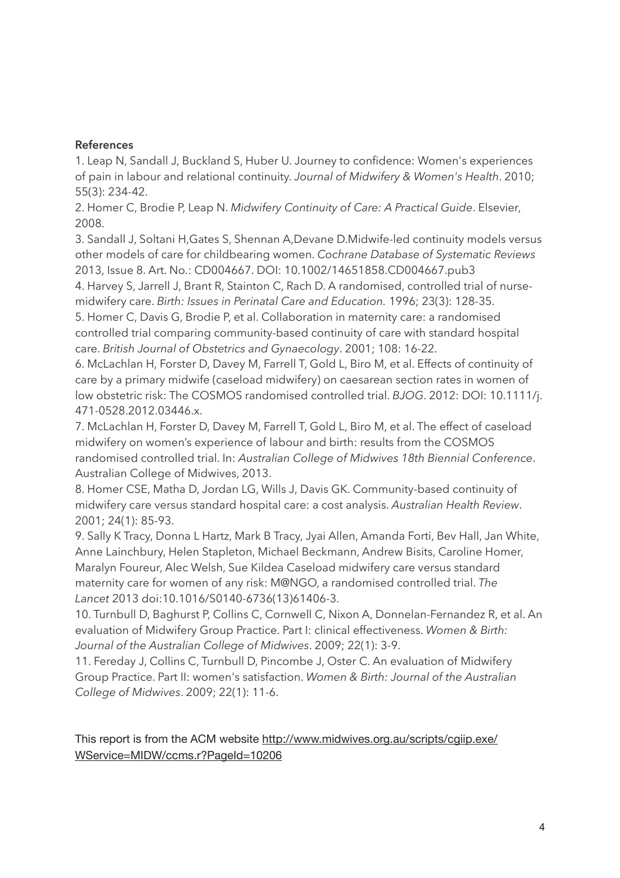**References**

1. Leap N, Sandall J, Buckland S, Huber U. Journey to confidence: Women's experiences of pain in labour and relational continuity. *Journal of Midwifery & Women's Health*. 2010; 55(3): 234-42.
2. Homer C, Brodie P, Leap N. *Midwifery Continuity of Care: A Practical Guide*. Elsevier, 2008.
3. Sandall J, Soltani H,Gates S, Shennan A,Devane D.Midwife-led continuity models versus other models of care for childbearing women. *Cochrane Database of Systematic Reviews* 2013, Issue 8. Art. No.: CD004667. DOI: 10.1002/14651858.CD004667.pub3
4. Harvey S, Jarrell J, Brant R, Stainton C, Rach D. A randomised, controlled trial of nurse-midwifery care. *Birth: Issues in Perinatal Care and Education.* 1996; 23(3): 128-35.
5. Homer C, Davis G, Brodie P, et al. Collaboration in maternity care: a randomised controlled trial comparing community-based continuity of care with standard hospital care. *British Journal of Obstetrics and Gynaecology*. 2001; 108: 16-22.
6. McLachlan H, Forster D, Davey M, Farrell T, Gold L, Biro M, et al. Effects of continuity of care by a primary midwife (caseload midwifery) on caesarean section rates in women of low obstetric risk: The COSMOS randomised controlled trial. *BJOG*. 2012: DOI: 10.1111/j. 471-0528.2012.03446.x.
7. McLachlan H, Forster D, Davey M, Farrell T, Gold L, Biro M, et al. The effect of caseload midwifery on women's experience of labour and birth: results from the COSMOS randomised controlled trial. In: *Australian College of Midwives 18th Biennial Conference*. Australian College of Midwives, 2013.
8. Homer CSE, Matha D, Jordan LG, Wills J, Davis GK. Community-based continuity of midwifery care versus standard hospital care: a cost analysis. *Australian Health Review*. 2001; 24(1): 85-93.
9. Sally K Tracy, Donna L Hartz, Mark B Tracy, Jyai Allen, Amanda Forti, Bev Hall, Jan White, Anne Lainchbury, Helen Stapleton, Michael Beckmann, Andrew Bisits, Caroline Homer, Maralyn Foureur, Alec Welsh, Sue Kildea Caseload midwifery care versus standard maternity care for women of any risk: M@NGO, a randomised controlled trial. *The Lancet* 2013 doi:10.1016/S0140-6736(13)61406-3.
10. Turnbull D, Baghurst P, Collins C, Cornwell C, Nixon A, Donnelan-Fernandez R, et al. An evaluation of Midwifery Group Practice. Part I: clinical effectiveness. *Women & Birth: Journal of the Australian College of Midwives*. 2009; 22(1): 3-9.
11. Fereday J, Collins C, Turnbull D, Pincombe J, Oster C. An evaluation of Midwifery Group Practice. Part II: women's satisfaction. *Women & Birth: Journal of the Australian College of Midwives*. 2009; 22(1): 11-6.

This report is from the ACM website [http://www.midwives.org.au/scripts/cgiip.exe/WService=MIDW/ccms.r?PageId=10206](http://www.midwives.org.au/scripts/cgiip.exe/WService=MIDW/ccms.r?PageId=10206)